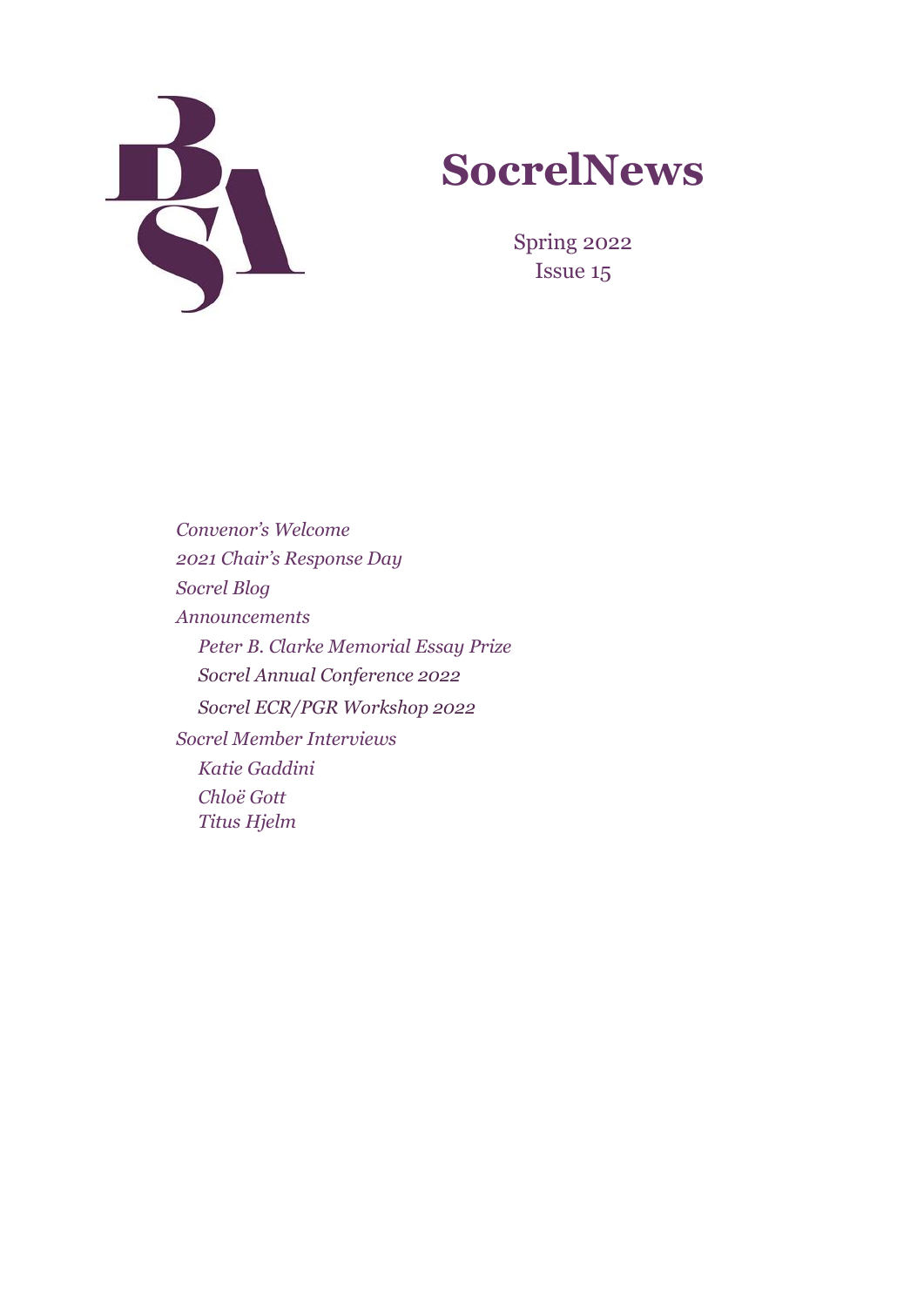# SocrelNews

Spring 2022
Issue 15

*Convenor's Welcome*
*2021 Chair's Response Day*
*Socrel Blog*
*Announcements*
- *Peter B. Clarke Memorial Essay Prize*
- *Socrel Annual Conference 2022*
- *Socrel ECR/PGR Workshop 2022*

*Socrel Member Interviews*
- *Katie Gaddini*
- *Chloë Gott*
- *Titus Hjelm*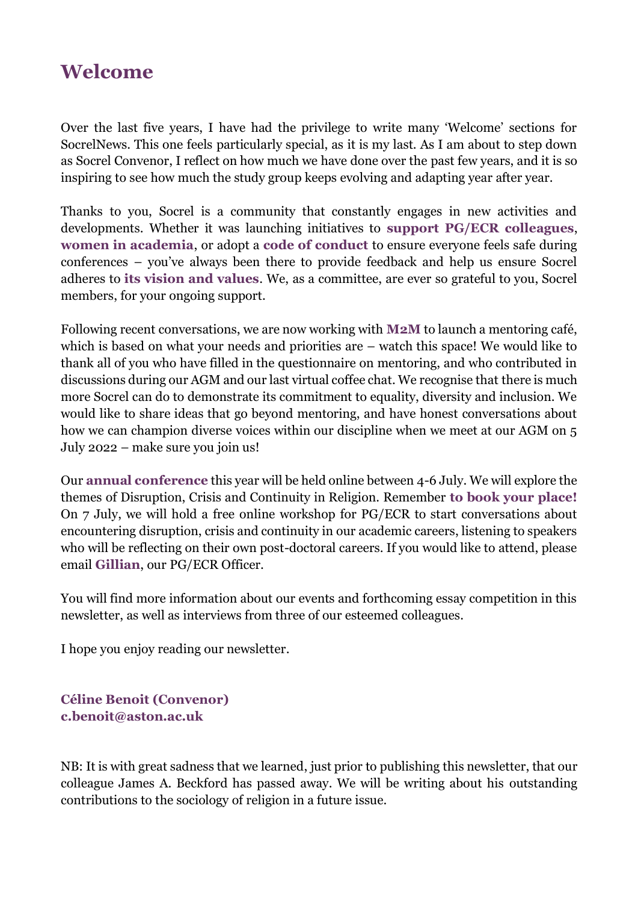# Welcome

Over the last five years, I have had the privilege to write many 'Welcome' sections for SocrelNews. This one feels particularly special, as it is my last. As I am about to step down as Socrel Convenor, I reflect on how much we have done over the past few years, and it is so inspiring to see how much the study group keeps evolving and adapting year after year.

Thanks to you, Socrel is a community that constantly engages in new activities and developments. Whether it was launching initiatives to **support PG/ECR colleagues**, **women in academia**, or adopt a **code of conduct** to ensure everyone feels safe during conferences – you've always been there to provide feedback and help us ensure Socrel adheres to **its vision and values**. We, as a committee, are ever so grateful to you, Socrel members, for your ongoing support.

Following recent conversations, we are now working with **M2M** to launch a mentoring café, which is based on what your needs and priorities are – watch this space! We would like to thank all of you who have filled in the questionnaire on mentoring, and who contributed in discussions during our AGM and our last virtual coffee chat. We recognise that there is much more Socrel can do to demonstrate its commitment to equality, diversity and inclusion. We would like to share ideas that go beyond mentoring, and have honest conversations about how we can champion diverse voices within our discipline when we meet at our AGM on 5 July 2022 – make sure you join us!

Our **annual conference** this year will be held online between 4-6 July. We will explore the themes of Disruption, Crisis and Continuity in Religion. Remember **to book your place!** On 7 July, we will hold a free online workshop for PG/ECR to start conversations about encountering disruption, crisis and continuity in our academic careers, listening to speakers who will be reflecting on their own post-doctoral careers. If you would like to attend, please email **Gillian**, our PG/ECR Officer.

You will find more information about our events and forthcoming essay competition in this newsletter, as well as interviews from three of our esteemed colleagues.

I hope you enjoy reading our newsletter.

**Céline Benoit (Convenor)**
**c.benoit@aston.ac.uk**

NB: It is with great sadness that we learned, just prior to publishing this newsletter, that our colleague James A. Beckford has passed away. We will be writing about his outstanding contributions to the sociology of religion in a future issue.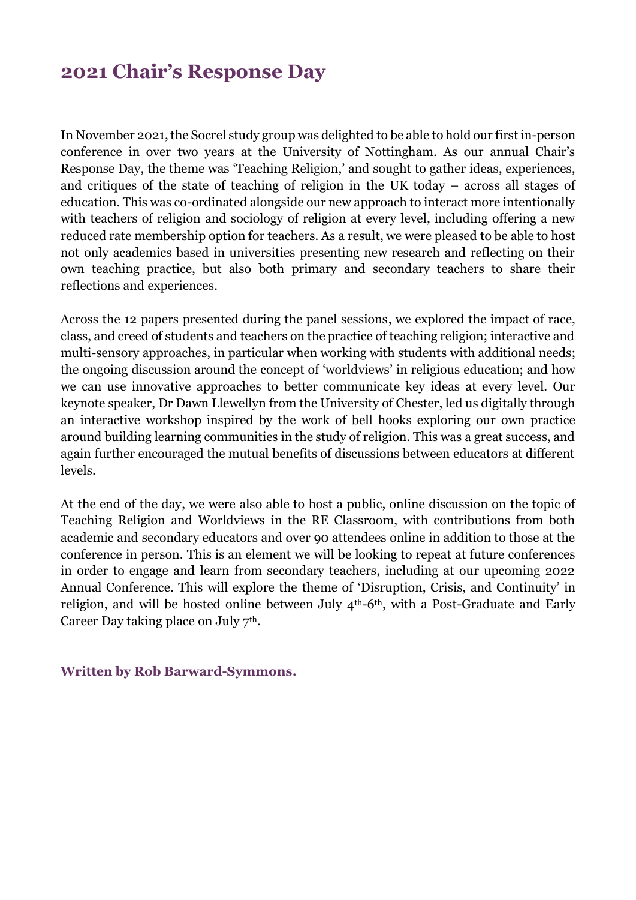## 2021 Chair's Response Day

In November 2021, the Socrel study group was delighted to be able to hold our first in-person conference in over two years at the University of Nottingham. As our annual Chair's Response Day, the theme was 'Teaching Religion,' and sought to gather ideas, experiences, and critiques of the state of teaching of religion in the UK today – across all stages of education. This was co-ordinated alongside our new approach to interact more intentionally with teachers of religion and sociology of religion at every level, including offering a new reduced rate membership option for teachers. As a result, we were pleased to be able to host not only academics based in universities presenting new research and reflecting on their own teaching practice, but also both primary and secondary teachers to share their reflections and experiences.

Across the 12 papers presented during the panel sessions, we explored the impact of race, class, and creed of students and teachers on the practice of teaching religion; interactive and multi-sensory approaches, in particular when working with students with additional needs; the ongoing discussion around the concept of 'worldviews' in religious education; and how we can use innovative approaches to better communicate key ideas at every level. Our keynote speaker, Dr Dawn Llewellyn from the University of Chester, led us digitally through an interactive workshop inspired by the work of bell hooks exploring our own practice around building learning communities in the study of religion. This was a great success, and again further encouraged the mutual benefits of discussions between educators at different levels.

At the end of the day, we were also able to host a public, online discussion on the topic of Teaching Religion and Worldviews in the RE Classroom, with contributions from both academic and secondary educators and over 90 attendees online in addition to those at the conference in person. This is an element we will be looking to repeat at future conferences in order to engage and learn from secondary teachers, including at our upcoming 2022 Annual Conference. This will explore the theme of 'Disruption, Crisis, and Continuity' in religion, and will be hosted online between July 4th-6th, with a Post-Graduate and Early Career Day taking place on July 7th.

**Written by Rob Barward-Symmons.**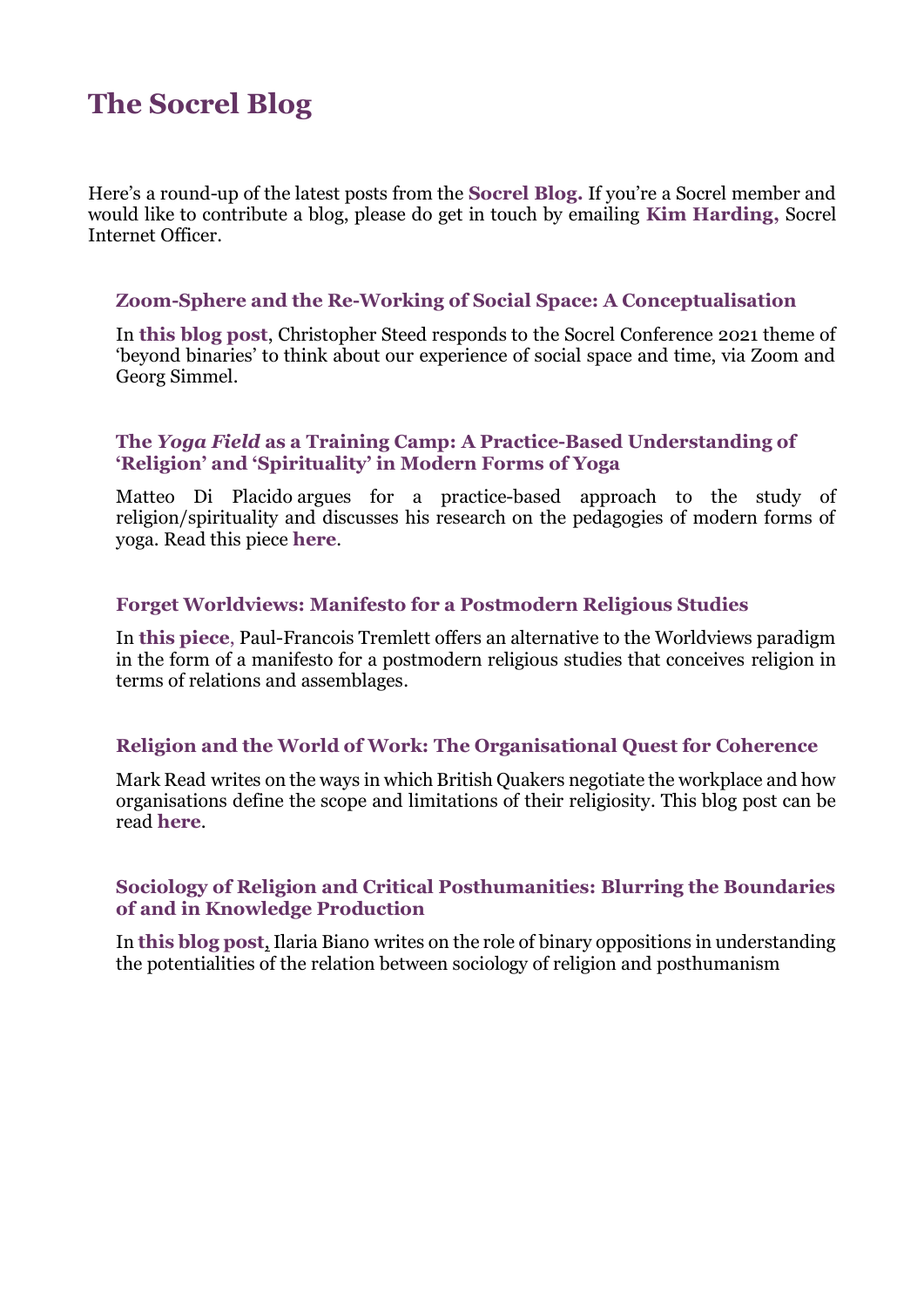# The Socrel Blog

Here's a round-up of the latest posts from the **Socrel Blog.** If you're a Socrel member and would like to contribute a blog, please do get in touch by emailing **Kim Harding**, Socrel Internet Officer.

### Zoom-Sphere and the Re-Working of Social Space: A Conceptualisation

In **this blog post**, Christopher Steed responds to the Socrel Conference 2021 theme of 'beyond binaries' to think about our experience of social space and time, via Zoom and Georg Simmel.

### The *Yoga Field* as a Training Camp: A Practice-Based Understanding of 'Religion' and 'Spirituality' in Modern Forms of Yoga

Matteo Di Placido argues for a practice-based approach to the study of religion/spirituality and discusses his research on the pedagogies of modern forms of yoga. Read this piece **here**.

### Forget Worldviews: Manifesto for a Postmodern Religious Studies

In **this piece**, Paul-Francois Tremlett offers an alternative to the Worldviews paradigm in the form of a manifesto for a postmodern religious studies that conceives religion in terms of relations and assemblages.

### Religion and the World of Work: The Organisational Quest for Coherence

Mark Read writes on the ways in which British Quakers negotiate the workplace and how organisations define the scope and limitations of their religiosity. This blog post can be read **here**.

### Sociology of Religion and Critical Posthumanities: Blurring the Boundaries of and in Knowledge Production

In **this blog post**, Ilaria Biano writes on the role of binary oppositions in understanding the potentialities of the relation between sociology of religion and posthumanism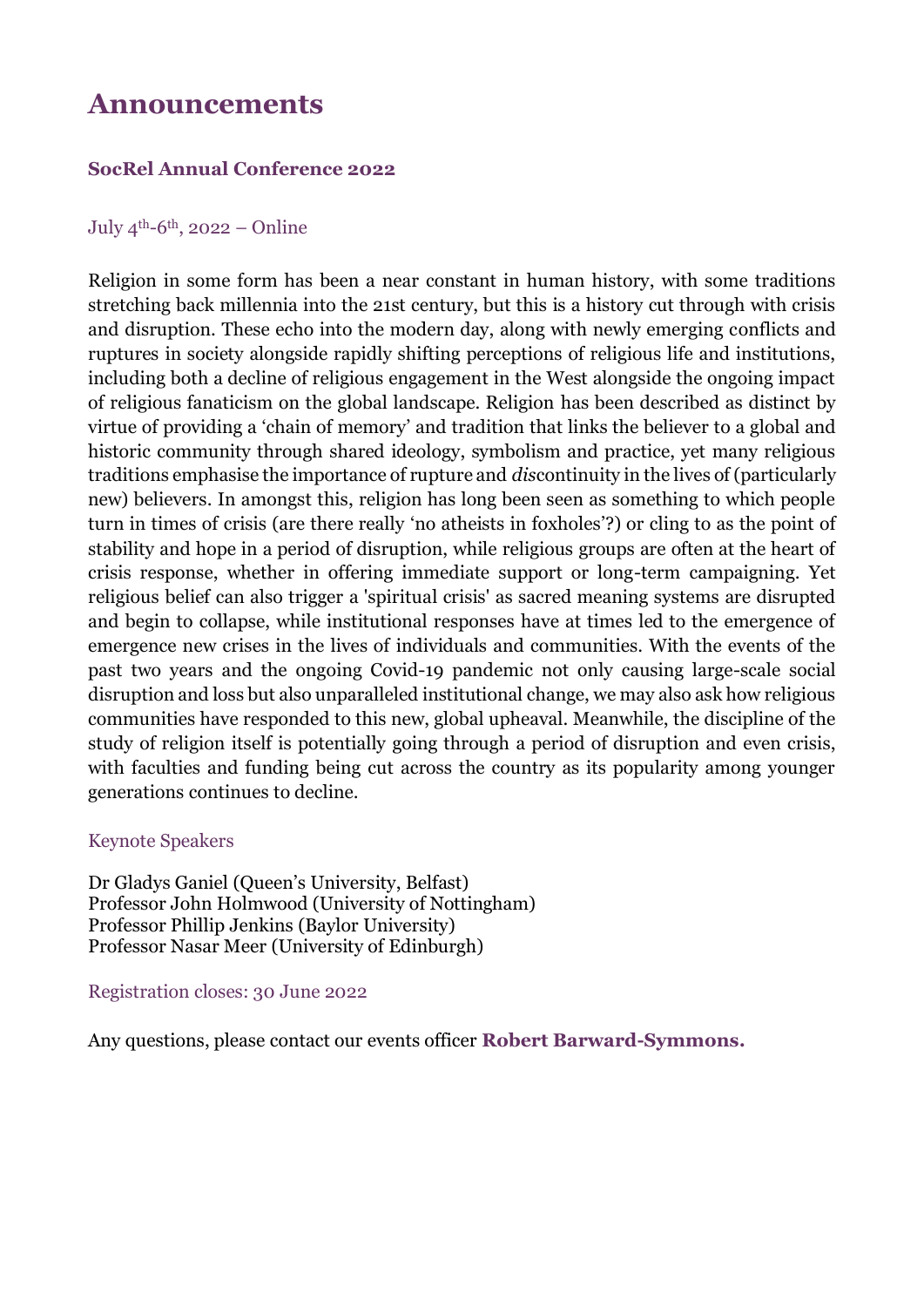# Announcements

## SocRel Annual Conference 2022

July 4th-6th, 2022 – Online

Religion in some form has been a near constant in human history, with some traditions stretching back millennia into the 21st century, but this is a history cut through with crisis and disruption. These echo into the modern day, along with newly emerging conflicts and ruptures in society alongside rapidly shifting perceptions of religious life and institutions, including both a decline of religious engagement in the West alongside the ongoing impact of religious fanaticism on the global landscape. Religion has been described as distinct by virtue of providing a 'chain of memory' and tradition that links the believer to a global and historic community through shared ideology, symbolism and practice, yet many religious traditions emphasise the importance of rupture and *dis*continuity in the lives of (particularly new) believers. In amongst this, religion has long been seen as something to which people turn in times of crisis (are there really 'no atheists in foxholes'?) or cling to as the point of stability and hope in a period of disruption, while religious groups are often at the heart of crisis response, whether in offering immediate support or long-term campaigning. Yet religious belief can also trigger a 'spiritual crisis' as sacred meaning systems are disrupted and begin to collapse, while institutional responses have at times led to the emergence of emergence new crises in the lives of individuals and communities. With the events of the past two years and the ongoing Covid-19 pandemic not only causing large-scale social disruption and loss but also unparalleled institutional change, we may also ask how religious communities have responded to this new, global upheaval. Meanwhile, the discipline of the study of religion itself is potentially going through a period of disruption and even crisis, with faculties and funding being cut across the country as its popularity among younger generations continues to decline.

Keynote Speakers

Dr Gladys Ganiel (Queen's University, Belfast)
Professor John Holmwood (University of Nottingham)
Professor Phillip Jenkins (Baylor University)
Professor Nasar Meer (University of Edinburgh)

Registration closes: 30 June 2022

Any questions, please contact our events officer **Robert Barward-Symmons.**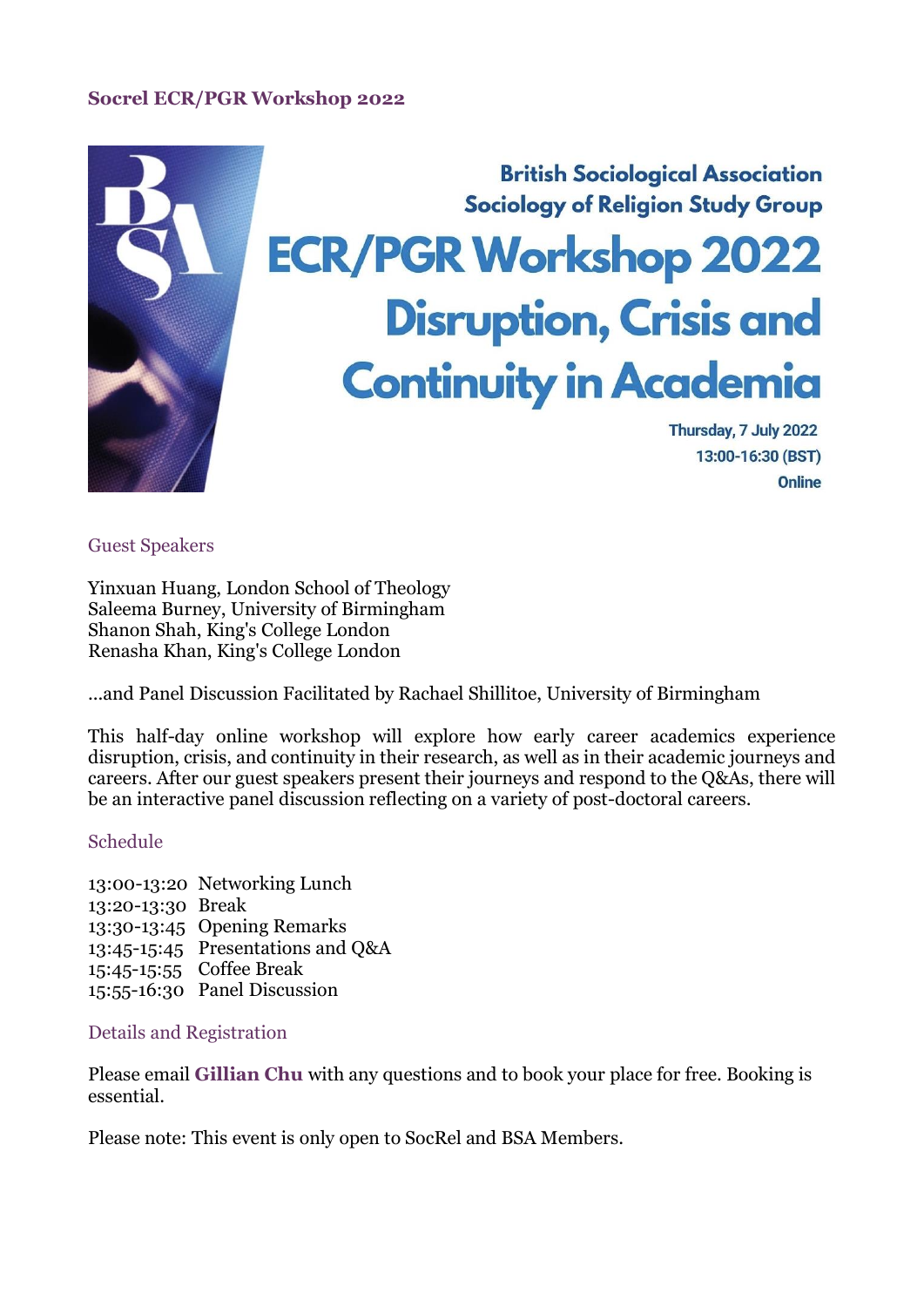## Socrel ECR/PGR Workshop 2022

British Sociological Association
Sociology of Religion Study Group

# ECR/PGR Workshop 2022
# Disruption, Crisis and Continuity in Academia

Thursday, 7 July 2022
13:00-16:30 (BST)
Online

### Guest Speakers

Yinxuan Huang, London School of Theology
Saleema Burney, University of Birmingham
Shanon Shah, King's College London
Renasha Khan, King's College London

...and Panel Discussion Facilitated by Rachael Shillitoe, University of Birmingham

This half-day online workshop will explore how early career academics experience disruption, crisis, and continuity in their research, as well as in their academic journeys and careers. After our guest speakers present their journeys and respond to the Q&As, there will be an interactive panel discussion reflecting on a variety of post-doctoral careers.

### Schedule

13:00-13:20 Networking Lunch
13:20-13:30 Break
13:30-13:45 Opening Remarks
13:45-15:45 Presentations and Q&A
15:45-15:55 Coffee Break
15:55-16:30 Panel Discussion

### Details and Registration

Please email **Gillian Chu** with any questions and to book your place for free. Booking is essential.

Please note: This event is only open to SocRel and BSA Members.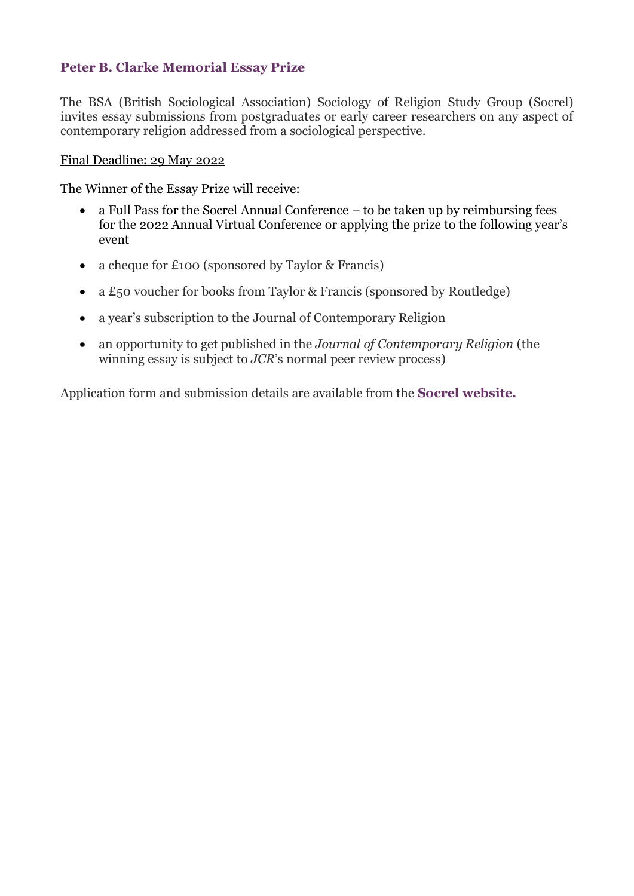## Peter B. Clarke Memorial Essay Prize

The BSA (British Sociological Association) Sociology of Religion Study Group (Socrel) invites essay submissions from postgraduates or early career researchers on any aspect of contemporary religion addressed from a sociological perspective.

Final Deadline: 29 May 2022

The Winner of the Essay Prize will receive:

- a Full Pass for the Socrel Annual Conference – to be taken up by reimbursing fees for the 2022 Annual Virtual Conference or applying the prize to the following year's event
- a cheque for £100 (sponsored by Taylor & Francis)
- a £50 voucher for books from Taylor & Francis (sponsored by Routledge)
- a year's subscription to the Journal of Contemporary Religion
- an opportunity to get published in the *Journal of Contemporary Religion* (the winning essay is subject to *JCR*'s normal peer review process)

Application form and submission details are available from the **Socrel website.**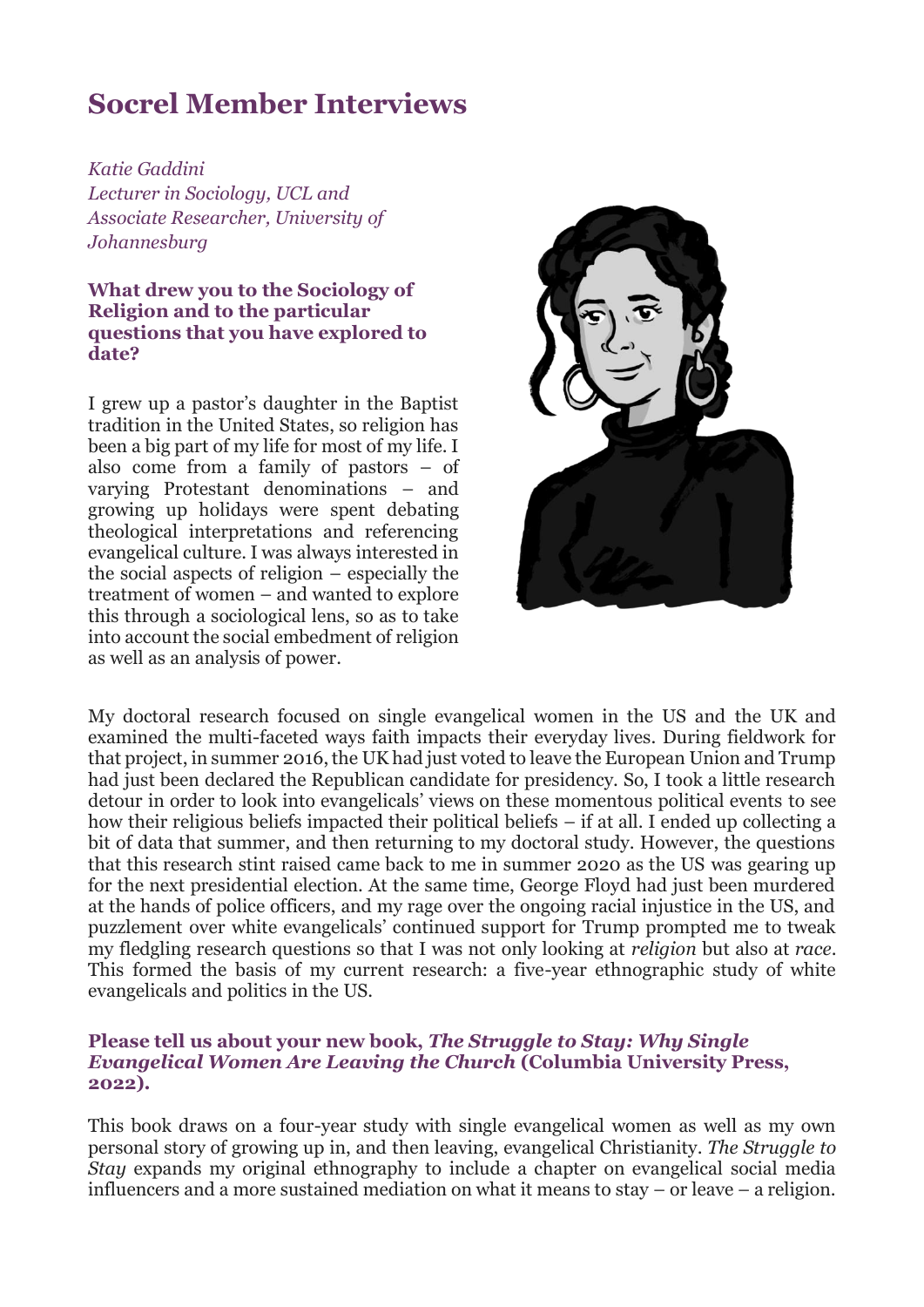# Socrel Member Interviews

*Katie Gaddini*
*Lecturer in Sociology, UCL and*
*Associate Researcher, University of Johannesburg*

**What drew you to the Sociology of Religion and to the particular questions that you have explored to date?**

I grew up a pastor's daughter in the Baptist tradition in the United States, so religion has been a big part of my life for most of my life. I also come from a family of pastors – of varying Protestant denominations – and growing up holidays were spent debating theological interpretations and referencing evangelical culture. I was always interested in the social aspects of religion – especially the treatment of women – and wanted to explore this through a sociological lens, so as to take into account the social embedment of religion as well as an analysis of power.

My doctoral research focused on single evangelical women in the US and the UK and examined the multi-faceted ways faith impacts their everyday lives. During fieldwork for that project, in summer 2016, the UK had just voted to leave the European Union and Trump had just been declared the Republican candidate for presidency. So, I took a little research detour in order to look into evangelicals' views on these momentous political events to see how their religious beliefs impacted their political beliefs – if at all. I ended up collecting a bit of data that summer, and then returning to my doctoral study. However, the questions that this research stint raised came back to me in summer 2020 as the US was gearing up for the next presidential election. At the same time, George Floyd had just been murdered at the hands of police officers, and my rage over the ongoing racial injustice in the US, and puzzlement over white evangelicals' continued support for Trump prompted me to tweak my fledgling research questions so that I was not only looking at *religion* but also at *race*. This formed the basis of my current research: a five-year ethnographic study of white evangelicals and politics in the US.

**Please tell us about your new book, *The Struggle to Stay: Why Single Evangelical Women Are Leaving the Church* (Columbia University Press, 2022).**

This book draws on a four-year study with single evangelical women as well as my own personal story of growing up in, and then leaving, evangelical Christianity. *The Struggle to Stay* expands my original ethnography to include a chapter on evangelical social media influencers and a more sustained mediation on what it means to stay – or leave – a religion.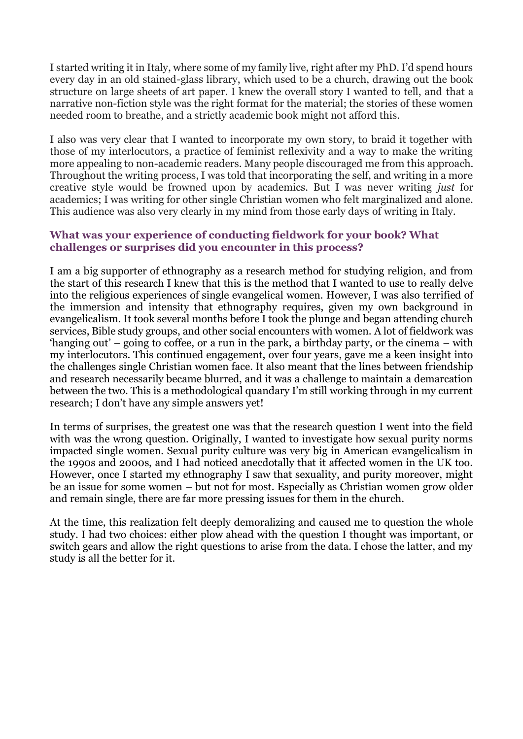I started writing it in Italy, where some of my family live, right after my PhD. I'd spend hours every day in an old stained-glass library, which used to be a church, drawing out the book structure on large sheets of art paper. I knew the overall story I wanted to tell, and that a narrative non-fiction style was the right format for the material; the stories of these women needed room to breathe, and a strictly academic book might not afford this.

I also was very clear that I wanted to incorporate my own story, to braid it together with those of my interlocutors, a practice of feminist reflexivity and a way to make the writing more appealing to non-academic readers. Many people discouraged me from this approach. Throughout the writing process, I was told that incorporating the self, and writing in a more creative style would be frowned upon by academics. But I was never writing *just* for academics; I was writing for other single Christian women who felt marginalized and alone. This audience was also very clearly in my mind from those early days of writing in Italy.

### What was your experience of conducting fieldwork for your book? What challenges or surprises did you encounter in this process?

I am a big supporter of ethnography as a research method for studying religion, and from the start of this research I knew that this is the method that I wanted to use to really delve into the religious experiences of single evangelical women. However, I was also terrified of the immersion and intensity that ethnography requires, given my own background in evangelicalism. It took several months before I took the plunge and began attending church services, Bible study groups, and other social encounters with women. A lot of fieldwork was 'hanging out' – going to coffee, or a run in the park, a birthday party, or the cinema – with my interlocutors. This continued engagement, over four years, gave me a keen insight into the challenges single Christian women face. It also meant that the lines between friendship and research necessarily became blurred, and it was a challenge to maintain a demarcation between the two. This is a methodological quandary I'm still working through in my current research; I don't have any simple answers yet!

In terms of surprises, the greatest one was that the research question I went into the field with was the wrong question. Originally, I wanted to investigate how sexual purity norms impacted single women. Sexual purity culture was very big in American evangelicalism in the 1990s and 2000s, and I had noticed anecdotally that it affected women in the UK too. However, once I started my ethnography I saw that sexuality, and purity moreover, might be an issue for some women – but not for most. Especially as Christian women grow older and remain single, there are far more pressing issues for them in the church.

At the time, this realization felt deeply demoralizing and caused me to question the whole study. I had two choices: either plow ahead with the question I thought was important, or switch gears and allow the right questions to arise from the data. I chose the latter, and my study is all the better for it.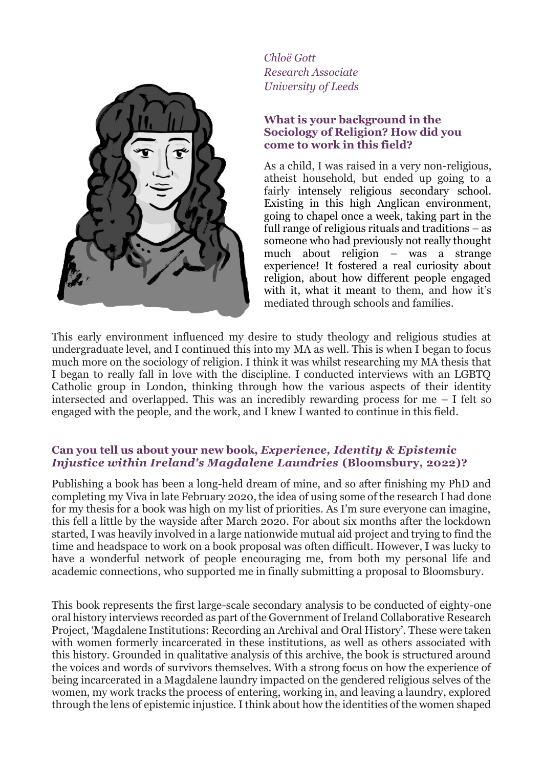*Chloë Gott*
*Research Associate*
*University of Leeds*

### What is your background in the Sociology of Religion? How did you come to work in this field?

As a child, I was raised in a very non-religious, atheist household, but ended up going to a fairly intensely religious secondary school. Existing in this high Anglican environment, going to chapel once a week, taking part in the full range of religious rituals and traditions – as someone who had previously not really thought much about religion – was a strange experience! It fostered a real curiosity about religion, about how different people engaged with it, what it meant to them, and how it's mediated through schools and families.

This early environment influenced my desire to study theology and religious studies at undergraduate level, and I continued this into my MA as well. This is when I began to focus much more on the sociology of religion. I think it was whilst researching my MA thesis that I began to really fall in love with the discipline. I conducted interviews with an LGBTQ Catholic group in London, thinking through how the various aspects of their identity intersected and overlapped. This was an incredibly rewarding process for me – I felt so engaged with the people, and the work, and I knew I wanted to continue in this field.

### Can you tell us about your new book, *Experience, Identity & Epistemic Injustice within Ireland's Magdalene Laundries* (Bloomsbury, 2022)?

Publishing a book has been a long-held dream of mine, and so after finishing my PhD and completing my Viva in late February 2020, the idea of using some of the research I had done for my thesis for a book was high on my list of priorities. As I'm sure everyone can imagine, this fell a little by the wayside after March 2020. For about six months after the lockdown started, I was heavily involved in a large nationwide mutual aid project and trying to find the time and headspace to work on a book proposal was often difficult. However, I was lucky to have a wonderful network of people encouraging me, from both my personal life and academic connections, who supported me in finally submitting a proposal to Bloomsbury.

This book represents the first large-scale secondary analysis to be conducted of eighty-one oral history interviews recorded as part of the Government of Ireland Collaborative Research Project, 'Magdalene Institutions: Recording an Archival and Oral History'. These were taken with women formerly incarcerated in these institutions, as well as others associated with this history. Grounded in qualitative analysis of this archive, the book is structured around the voices and words of survivors themselves. With a strong focus on how the experience of being incarcerated in a Magdalene laundry impacted on the gendered religious selves of the women, my work tracks the process of entering, working in, and leaving a laundry, explored through the lens of epistemic injustice. I think about how the identities of the women shaped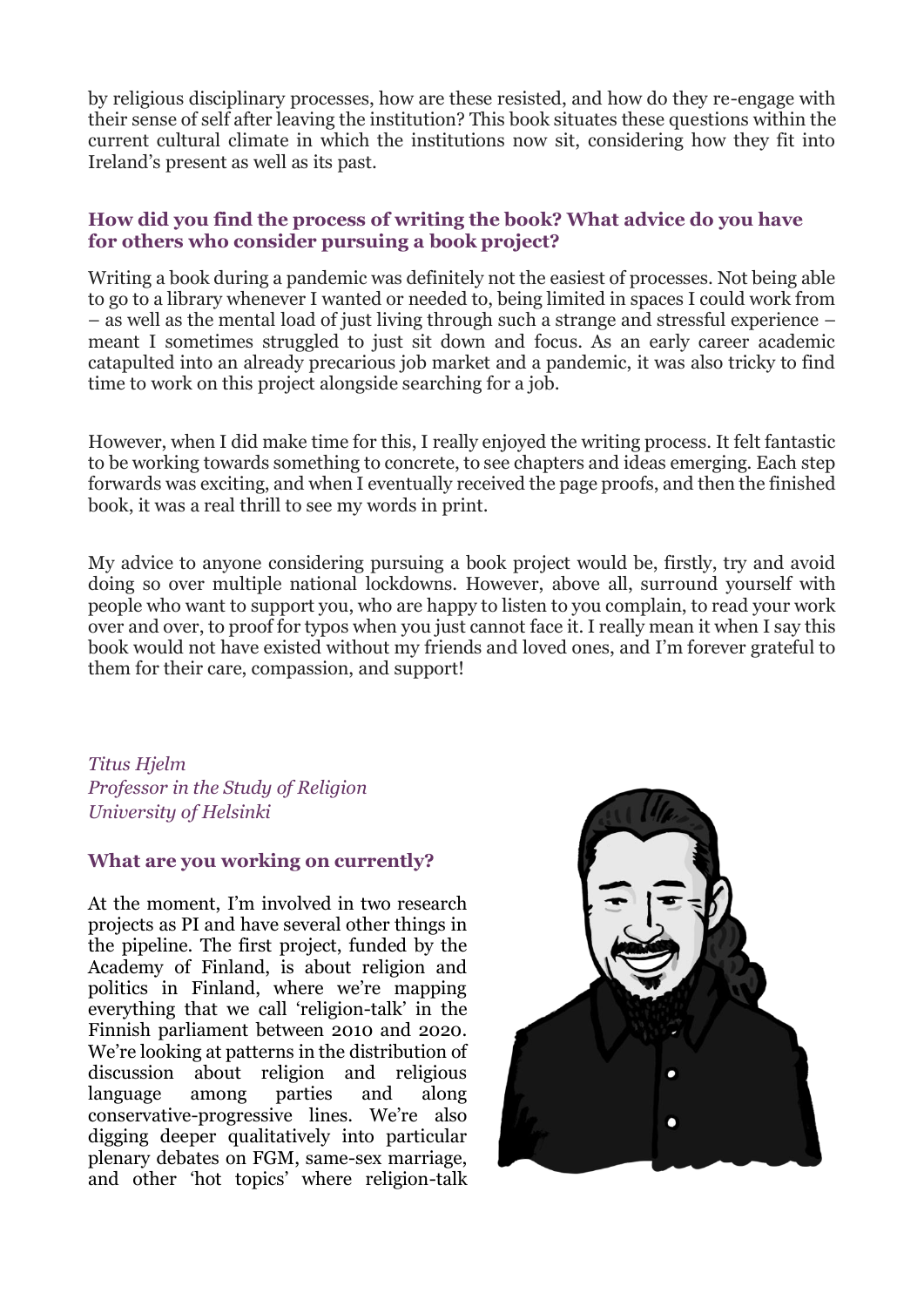by religious disciplinary processes, how are these resisted, and how do they re-engage with their sense of self after leaving the institution? This book situates these questions within the current cultural climate in which the institutions now sit, considering how they fit into Ireland's present as well as its past.

### How did you find the process of writing the book? What advice do you have for others who consider pursuing a book project?

Writing a book during a pandemic was definitely not the easiest of processes. Not being able to go to a library whenever I wanted or needed to, being limited in spaces I could work from – as well as the mental load of just living through such a strange and stressful experience – meant I sometimes struggled to just sit down and focus. As an early career academic catapulted into an already precarious job market and a pandemic, it was also tricky to find time to work on this project alongside searching for a job.

However, when I did make time for this, I really enjoyed the writing process. It felt fantastic to be working towards something to concrete, to see chapters and ideas emerging. Each step forwards was exciting, and when I eventually received the page proofs, and then the finished book, it was a real thrill to see my words in print.

My advice to anyone considering pursuing a book project would be, firstly, try and avoid doing so over multiple national lockdowns. However, above all, surround yourself with people who want to support you, who are happy to listen to you complain, to read your work over and over, to proof for typos when you just cannot face it. I really mean it when I say this book would not have existed without my friends and loved ones, and I'm forever grateful to them for their care, compassion, and support!

*Titus Hjelm*
*Professor in the Study of Religion*
*University of Helsinki*

### What are you working on currently?

At the moment, I'm involved in two research projects as PI and have several other things in the pipeline. The first project, funded by the Academy of Finland, is about religion and politics in Finland, where we're mapping everything that we call 'religion-talk' in the Finnish parliament between 2010 and 2020. We're looking at patterns in the distribution of discussion about religion and religious language among parties and along conservative-progressive lines. We're also digging deeper qualitatively into particular plenary debates on FGM, same-sex marriage, and other 'hot topics' where religion-talk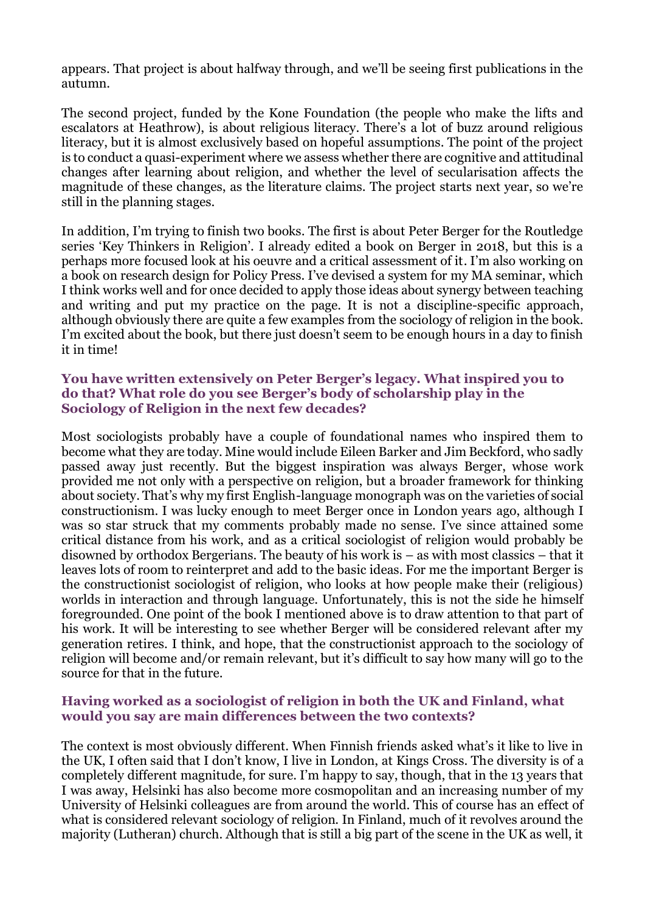appears. That project is about halfway through, and we'll be seeing first publications in the autumn.

The second project, funded by the Kone Foundation (the people who make the lifts and escalators at Heathrow), is about religious literacy. There's a lot of buzz around religious literacy, but it is almost exclusively based on hopeful assumptions. The point of the project is to conduct a quasi-experiment where we assess whether there are cognitive and attitudinal changes after learning about religion, and whether the level of secularisation affects the magnitude of these changes, as the literature claims. The project starts next year, so we're still in the planning stages.

In addition, I'm trying to finish two books. The first is about Peter Berger for the Routledge series 'Key Thinkers in Religion'. I already edited a book on Berger in 2018, but this is a perhaps more focused look at his oeuvre and a critical assessment of it. I'm also working on a book on research design for Policy Press. I've devised a system for my MA seminar, which I think works well and for once decided to apply those ideas about synergy between teaching and writing and put my practice on the page. It is not a discipline-specific approach, although obviously there are quite a few examples from the sociology of religion in the book. I'm excited about the book, but there just doesn't seem to be enough hours in a day to finish it in time!

### You have written extensively on Peter Berger's legacy. What inspired you to do that? What role do you see Berger's body of scholarship play in the Sociology of Religion in the next few decades?

Most sociologists probably have a couple of foundational names who inspired them to become what they are today. Mine would include Eileen Barker and Jim Beckford, who sadly passed away just recently. But the biggest inspiration was always Berger, whose work provided me not only with a perspective on religion, but a broader framework for thinking about society. That's why my first English-language monograph was on the varieties of social constructionism. I was lucky enough to meet Berger once in London years ago, although I was so star struck that my comments probably made no sense. I've since attained some critical distance from his work, and as a critical sociologist of religion would probably be disowned by orthodox Bergerians. The beauty of his work is – as with most classics – that it leaves lots of room to reinterpret and add to the basic ideas. For me the important Berger is the constructionist sociologist of religion, who looks at how people make their (religious) worlds in interaction and through language. Unfortunately, this is not the side he himself foregrounded. One point of the book I mentioned above is to draw attention to that part of his work. It will be interesting to see whether Berger will be considered relevant after my generation retires. I think, and hope, that the constructionist approach to the sociology of religion will become and/or remain relevant, but it's difficult to say how many will go to the source for that in the future.

### Having worked as a sociologist of religion in both the UK and Finland, what would you say are main differences between the two contexts?

The context is most obviously different. When Finnish friends asked what's it like to live in the UK, I often said that I don't know, I live in London, at Kings Cross. The diversity is of a completely different magnitude, for sure. I'm happy to say, though, that in the 13 years that I was away, Helsinki has also become more cosmopolitan and an increasing number of my University of Helsinki colleagues are from around the world. This of course has an effect of what is considered relevant sociology of religion. In Finland, much of it revolves around the majority (Lutheran) church. Although that is still a big part of the scene in the UK as well, it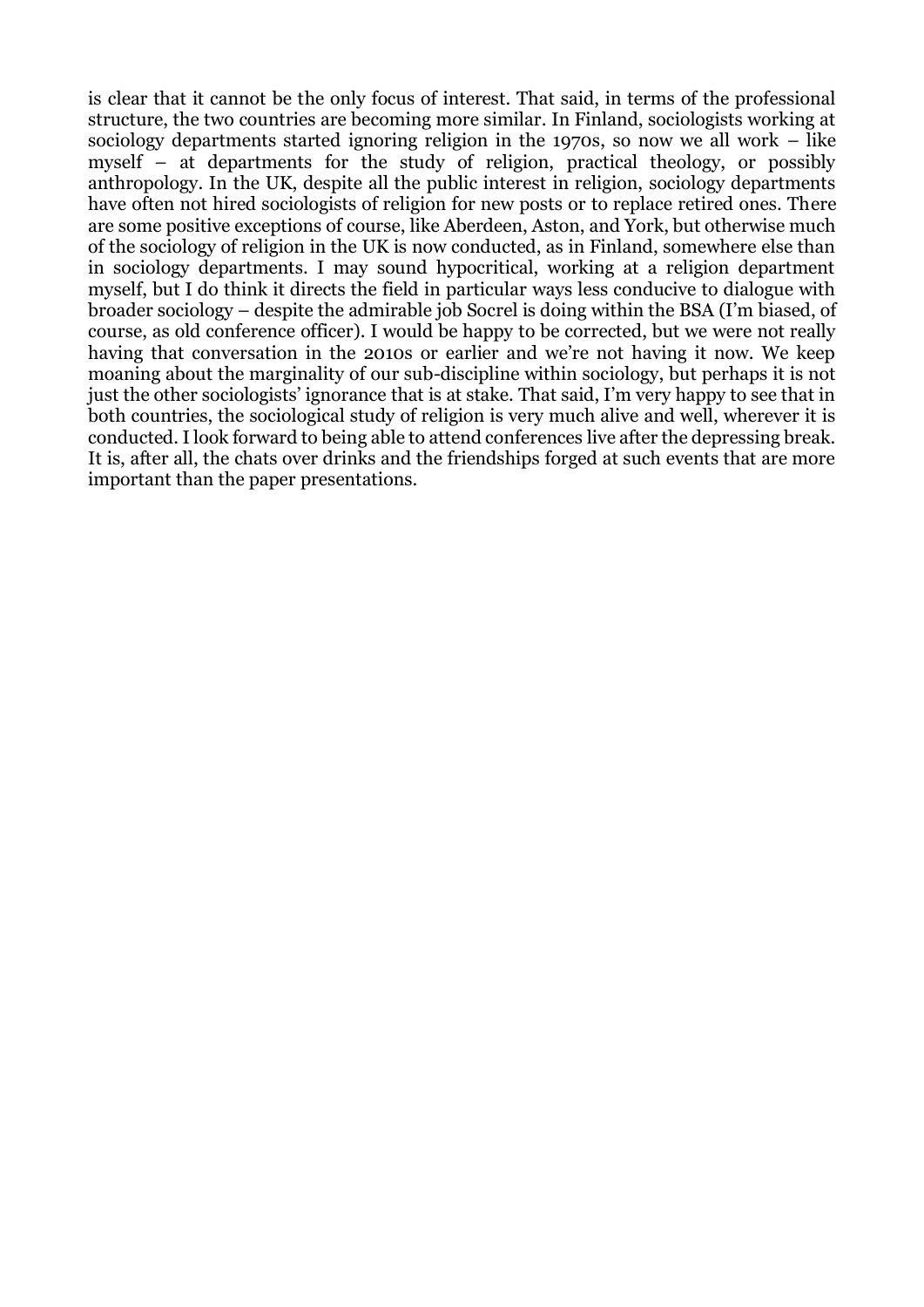is clear that it cannot be the only focus of interest. That said, in terms of the professional structure, the two countries are becoming more similar. In Finland, sociologists working at sociology departments started ignoring religion in the 1970s, so now we all work – like myself – at departments for the study of religion, practical theology, or possibly anthropology. In the UK, despite all the public interest in religion, sociology departments have often not hired sociologists of religion for new posts or to replace retired ones. There are some positive exceptions of course, like Aberdeen, Aston, and York, but otherwise much of the sociology of religion in the UK is now conducted, as in Finland, somewhere else than in sociology departments. I may sound hypocritical, working at a religion department myself, but I do think it directs the field in particular ways less conducive to dialogue with broader sociology – despite the admirable job Socrel is doing within the BSA (I'm biased, of course, as old conference officer). I would be happy to be corrected, but we were not really having that conversation in the 2010s or earlier and we're not having it now. We keep moaning about the marginality of our sub-discipline within sociology, but perhaps it is not just the other sociologists' ignorance that is at stake. That said, I'm very happy to see that in both countries, the sociological study of religion is very much alive and well, wherever it is conducted. I look forward to being able to attend conferences live after the depressing break. It is, after all, the chats over drinks and the friendships forged at such events that are more important than the paper presentations.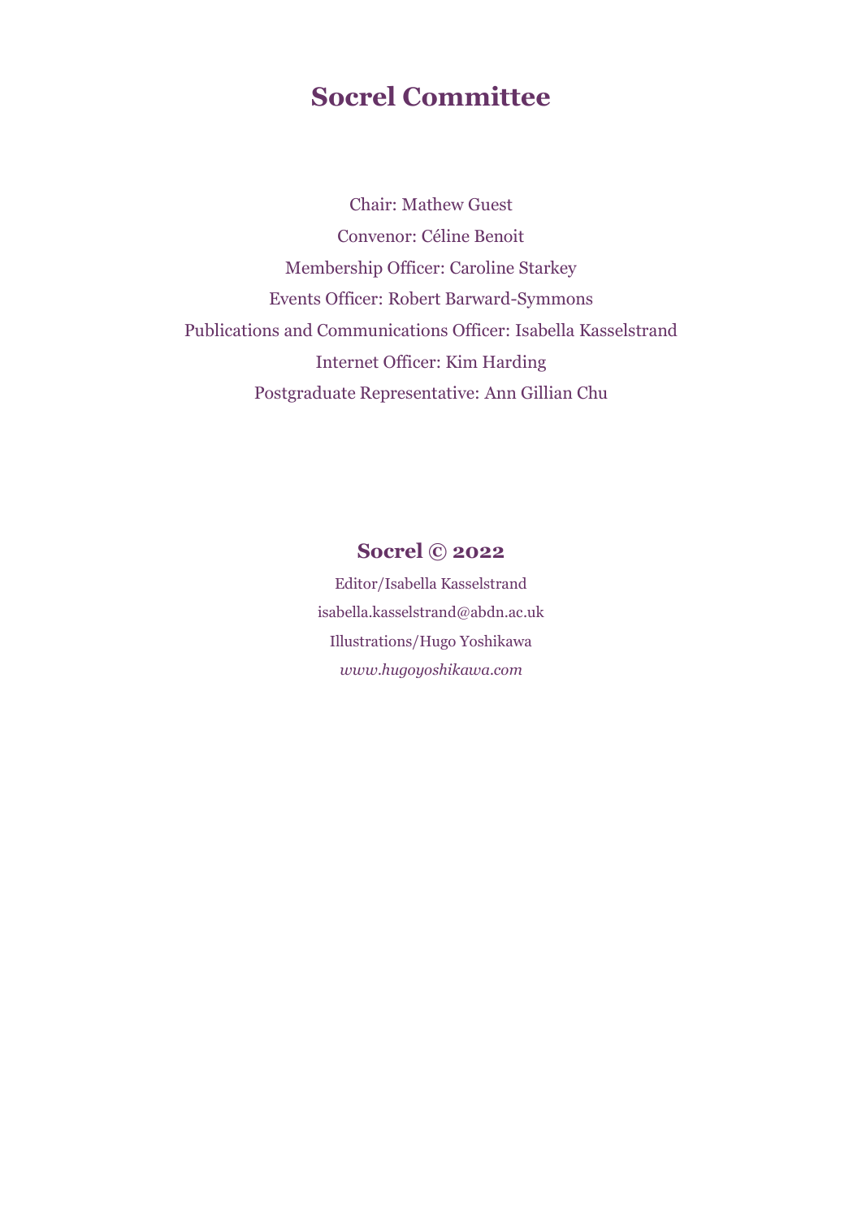# Socrel Committee

Chair: Mathew Guest

Convenor: Céline Benoit

Membership Officer: Caroline Starkey

Events Officer: Robert Barward-Symmons

Publications and Communications Officer: Isabella Kasselstrand

Internet Officer: Kim Harding

Postgraduate Representative: Ann Gillian Chu

## Socrel © 2022

Editor/Isabella Kasselstrand

isabella.kasselstrand@abdn.ac.uk

Illustrations/Hugo Yoshikawa

*www.hugoyoshikawa.com*